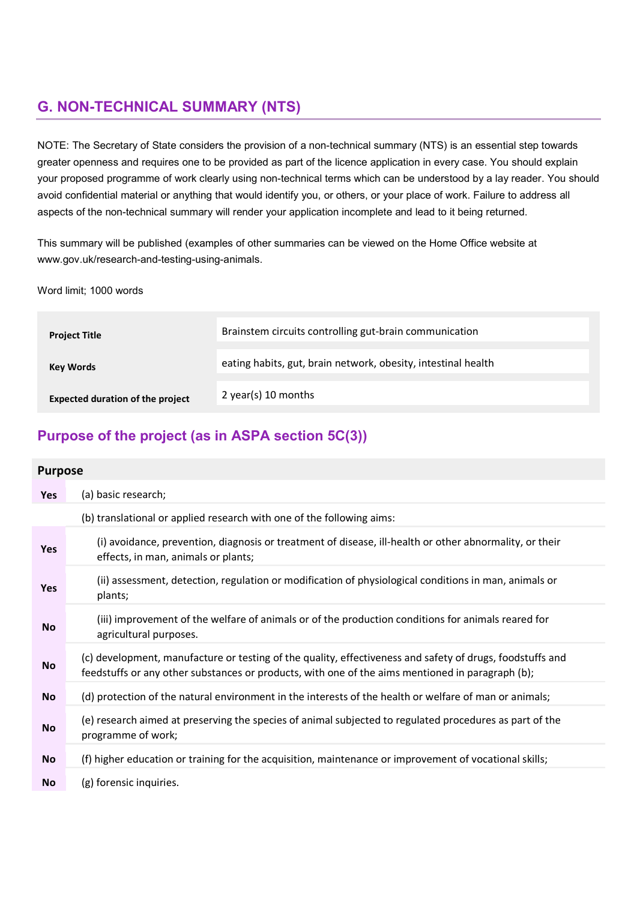## G. NON-TECHNICAL SUMMARY (NTS)

NOTE: The Secretary of State considers the provision of a non-technical summary (NTS) is an essential step towards greater openness and requires one to be provided as part of the licence application in every case. You should explain your proposed programme of work clearly using non-technical terms which can be understood by a lay reader. You should avoid confidential material or anything that would identify you, or others, or your place of work. Failure to address all aspects of the non-technical summary will render your application incomplete and lead to it being returned.

This summary will be published (examples of other summaries can be viewed on the Home Office website at www.gov.uk/research-and-testing-using-animals.

Word limit; 1000 words

| | |
|---|---|
| **Project Title** | Brainstem circuits controlling gut-brain communication |
| **Key Words** | eating habits, gut, brain network, obesity, intestinal health |
| **Expected duration of the project** | 2 year(s) 10 months |

## Purpose of the project (as in ASPA section 5C(3))

| Purpose | |
|---|---|
| **Yes** | (a) basic research; |
| | (b) translational or applied research with one of the following aims: |
| **Yes** | (i) avoidance, prevention, diagnosis or treatment of disease, ill-health or other abnormality, or their effects, in man, animals or plants; |
| **Yes** | (ii) assessment, detection, regulation or modification of physiological conditions in man, animals or plants; |
| **No** | (iii) improvement of the welfare of animals or of the production conditions for animals reared for agricultural purposes. |
| **No** | (c) development, manufacture or testing of the quality, effectiveness and safety of drugs, foodstuffs and feedstuffs or any other substances or products, with one of the aims mentioned in paragraph (b); |
| **No** | (d) protection of the natural environment in the interests of the health or welfare of man or animals; |
| **No** | (e) research aimed at preserving the species of animal subjected to regulated procedures as part of the programme of work; |
| **No** | (f) higher education or training for the acquisition, maintenance or improvement of vocational skills; |
| **No** | (g) forensic inquiries. |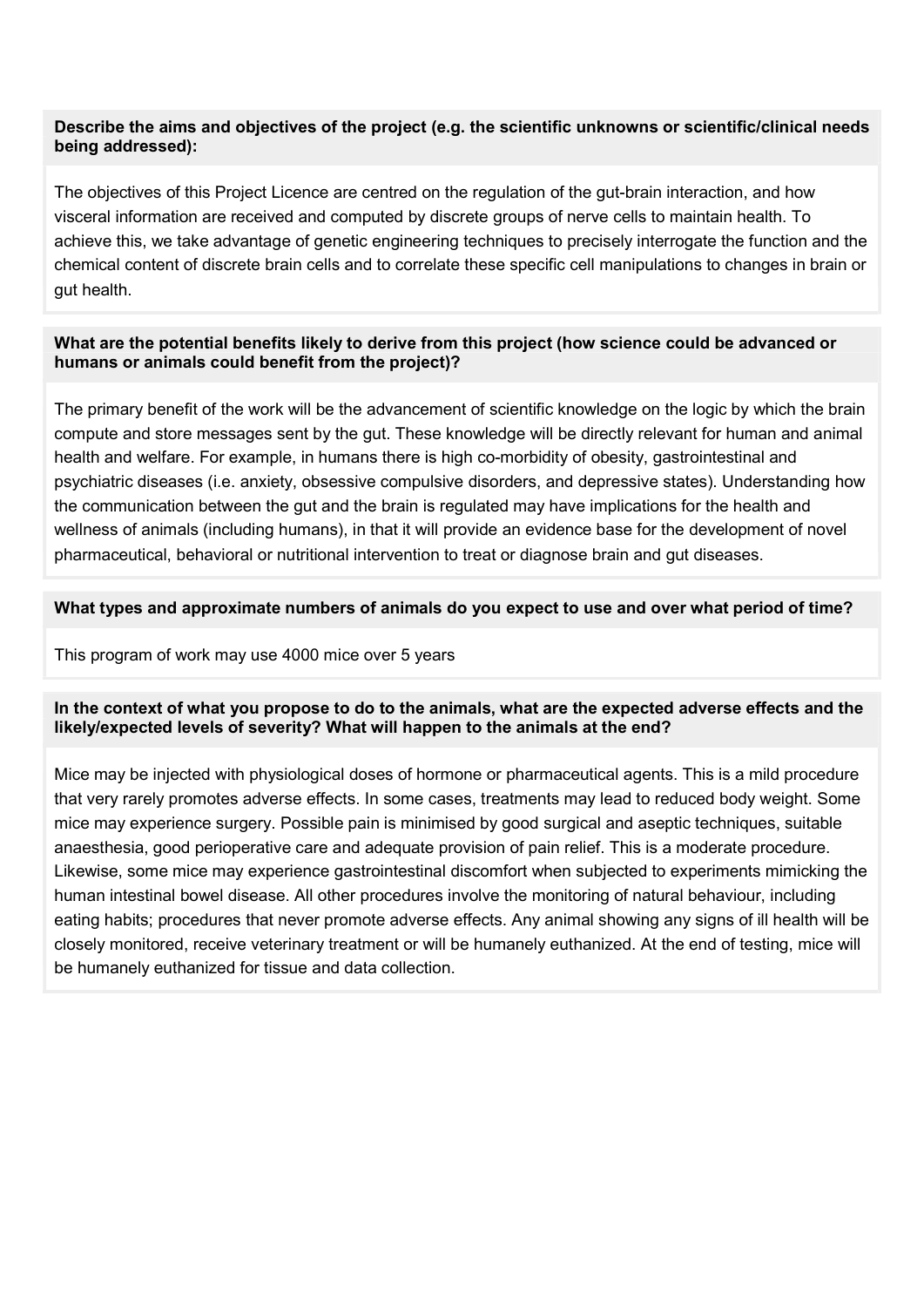**Describe the aims and objectives of the project (e.g. the scientific unknowns or scientific/clinical needs being addressed):**

The objectives of this Project Licence are centred on the regulation of the gut-brain interaction, and how visceral information are received and computed by discrete groups of nerve cells to maintain health. To achieve this, we take advantage of genetic engineering techniques to precisely interrogate the function and the chemical content of discrete brain cells and to correlate these specific cell manipulations to changes in brain or gut health.

**What are the potential benefits likely to derive from this project (how science could be advanced or humans or animals could benefit from the project)?**

The primary benefit of the work will be the advancement of scientific knowledge on the logic by which the brain compute and store messages sent by the gut. These knowledge will be directly relevant for human and animal health and welfare. For example, in humans there is high co-morbidity of obesity, gastrointestinal and psychiatric diseases (i.e. anxiety, obsessive compulsive disorders, and depressive states). Understanding how the communication between the gut and the brain is regulated may have implications for the health and wellness of animals (including humans), in that it will provide an evidence base for the development of novel pharmaceutical, behavioral or nutritional intervention to treat or diagnose brain and gut diseases.

**What types and approximate numbers of animals do you expect to use and over what period of time?**

This program of work may use 4000 mice over 5 years

**In the context of what you propose to do to the animals, what are the expected adverse effects and the likely/expected levels of severity? What will happen to the animals at the end?**

Mice may be injected with physiological doses of hormone or pharmaceutical agents. This is a mild procedure that very rarely promotes adverse effects. In some cases, treatments may lead to reduced body weight. Some mice may experience surgery. Possible pain is minimised by good surgical and aseptic techniques, suitable anaesthesia, good perioperative care and adequate provision of pain relief. This is a moderate procedure. Likewise, some mice may experience gastrointestinal discomfort when subjected to experiments mimicking the human intestinal bowel disease. All other procedures involve the monitoring of natural behaviour, including eating habits; procedures that never promote adverse effects. Any animal showing any signs of ill health will be closely monitored, receive veterinary treatment or will be humanely euthanized. At the end of testing, mice will be humanely euthanized for tissue and data collection.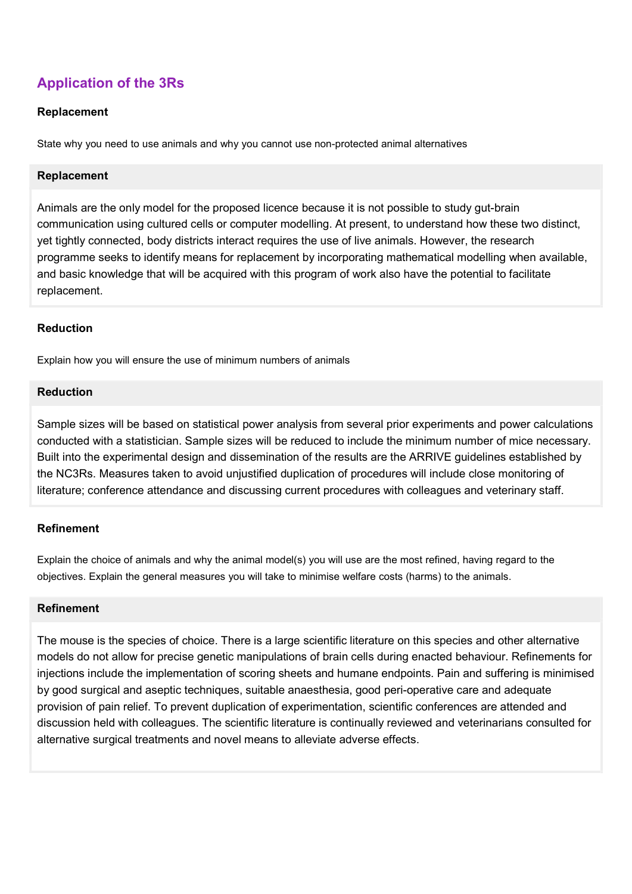## Application of the 3Rs

### Replacement

State why you need to use animals and why you cannot use non-protected animal alternatives

#### Replacement

Animals are the only model for the proposed licence because it is not possible to study gut-brain communication using cultured cells or computer modelling. At present, to understand how these two distinct, yet tightly connected, body districts interact requires the use of live animals. However, the research programme seeks to identify means for replacement by incorporating mathematical modelling when available, and basic knowledge that will be acquired with this program of work also have the potential to facilitate replacement.

### Reduction

Explain how you will ensure the use of minimum numbers of animals

#### Reduction

Sample sizes will be based on statistical power analysis from several prior experiments and power calculations conducted with a statistician. Sample sizes will be reduced to include the minimum number of mice necessary. Built into the experimental design and dissemination of the results are the ARRIVE guidelines established by the NC3Rs. Measures taken to avoid unjustified duplication of procedures will include close monitoring of literature; conference attendance and discussing current procedures with colleagues and veterinary staff.

### Refinement

Explain the choice of animals and why the animal model(s) you will use are the most refined, having regard to the objectives. Explain the general measures you will take to minimise welfare costs (harms) to the animals.

#### Refinement

The mouse is the species of choice. There is a large scientific literature on this species and other alternative models do not allow for precise genetic manipulations of brain cells during enacted behaviour. Refinements for injections include the implementation of scoring sheets and humane endpoints. Pain and suffering is minimised by good surgical and aseptic techniques, suitable anaesthesia, good peri-operative care and adequate provision of pain relief. To prevent duplication of experimentation, scientific conferences are attended and discussion held with colleagues. The scientific literature is continually reviewed and veterinarians consulted for alternative surgical treatments and novel means to alleviate adverse effects.